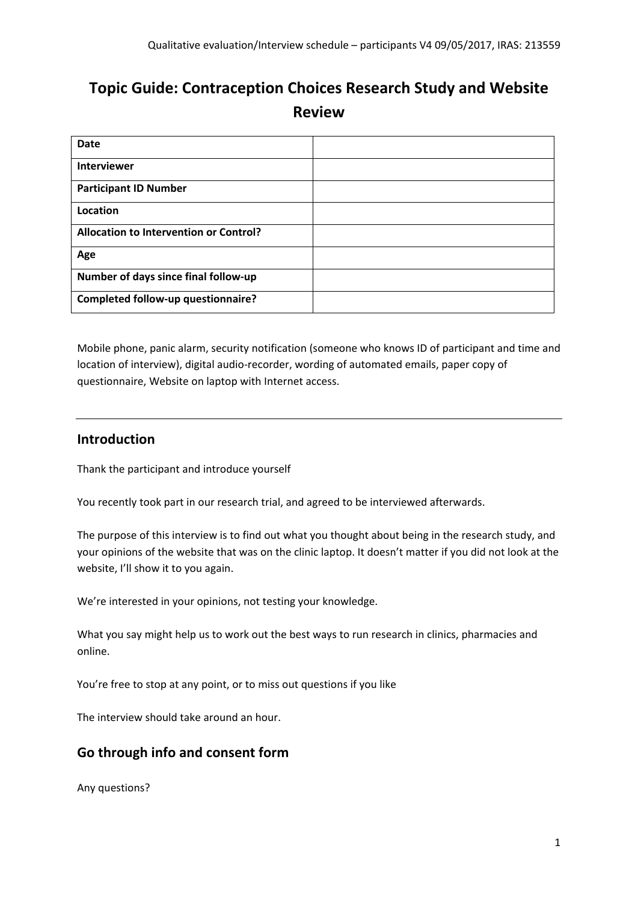# Topic Guide: Contraception Choices Research Study and Website Review

| **Date** | |
|---|---|
| **Interviewer** | |
| **Participant ID Number** | |
| **Location** | |
| **Allocation to Intervention or Control?** | |
| **Age** | |
| **Number of days since final follow-up** | |
| **Completed follow-up questionnaire?** | |

Mobile phone, panic alarm, security notification (someone who knows ID of participant and time and location of interview), digital audio-recorder, wording of automated emails, paper copy of questionnaire, Website on laptop with Internet access.

---

## Introduction

Thank the participant and introduce yourself

You recently took part in our research trial, and agreed to be interviewed afterwards.

The purpose of this interview is to find out what you thought about being in the research study, and your opinions of the website that was on the clinic laptop. It doesn't matter if you did not look at the website, I'll show it to you again.

We're interested in your opinions, not testing your knowledge.

What you say might help us to work out the best ways to run research in clinics, pharmacies and online.

You're free to stop at any point, or to miss out questions if you like

The interview should take around an hour.

## Go through info and consent form

Any questions?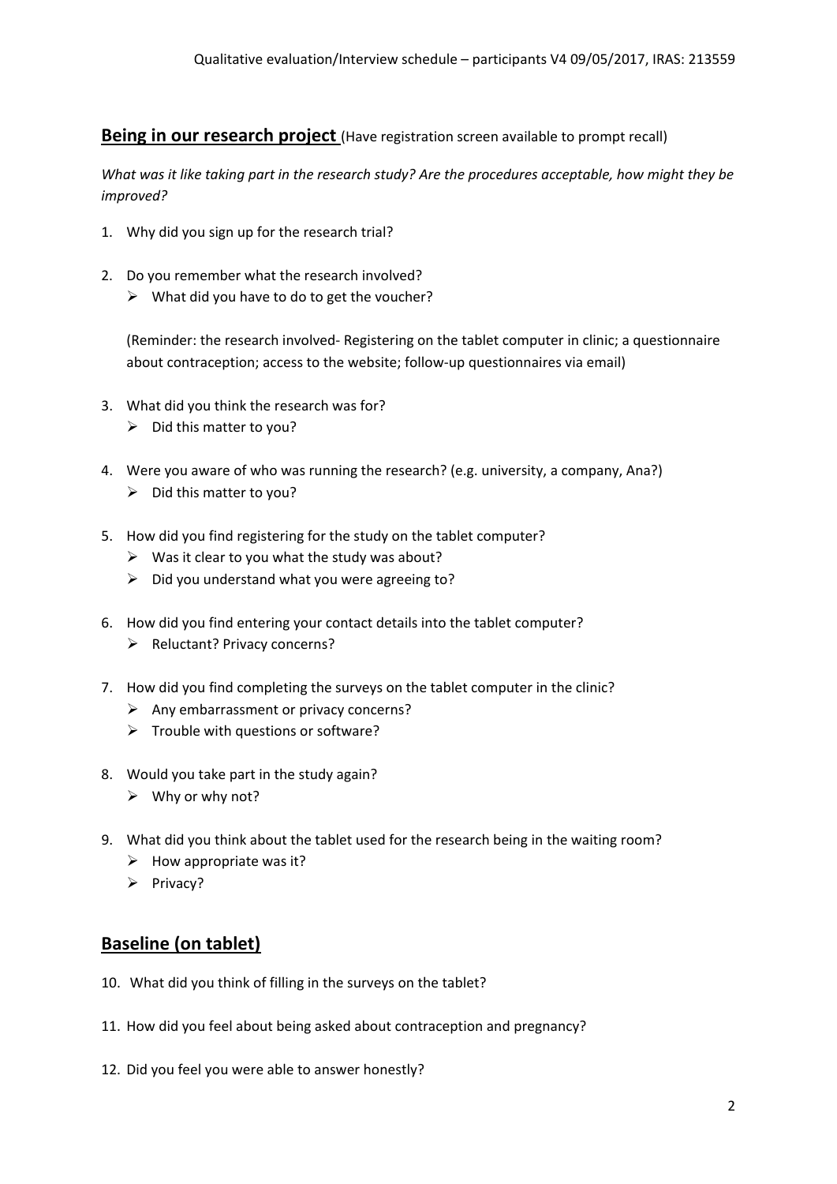## **Being in our research project** (Have registration screen available to prompt recall)

*What was it like taking part in the research study? Are the procedures acceptable, how might they be improved?*

1. Why did you sign up for the research trial?

2. Do you remember what the research involved?
   - ➢ What did you have to do to get the voucher?

   (Reminder: the research involved- Registering on the tablet computer in clinic; a questionnaire about contraception; access to the website; follow-up questionnaires via email)

3. What did you think the research was for?
   - ➢ Did this matter to you?

4. Were you aware of who was running the research? (e.g. university, a company, Ana?)
   - ➢ Did this matter to you?

5. How did you find registering for the study on the tablet computer?
   - ➢ Was it clear to you what the study was about?
   - ➢ Did you understand what you were agreeing to?

6. How did you find entering your contact details into the tablet computer?
   - ➢ Reluctant? Privacy concerns?

7. How did you find completing the surveys on the tablet computer in the clinic?
   - ➢ Any embarrassment or privacy concerns?
   - ➢ Trouble with questions or software?

8. Would you take part in the study again?
   - ➢ Why or why not?

9. What did you think about the tablet used for the research being in the waiting room?
   - ➢ How appropriate was it?
   - ➢ Privacy?

## **Baseline (on tablet)**

10. What did you think of filling in the surveys on the tablet?

11. How did you feel about being asked about contraception and pregnancy?

12. Did you feel you were able to answer honestly?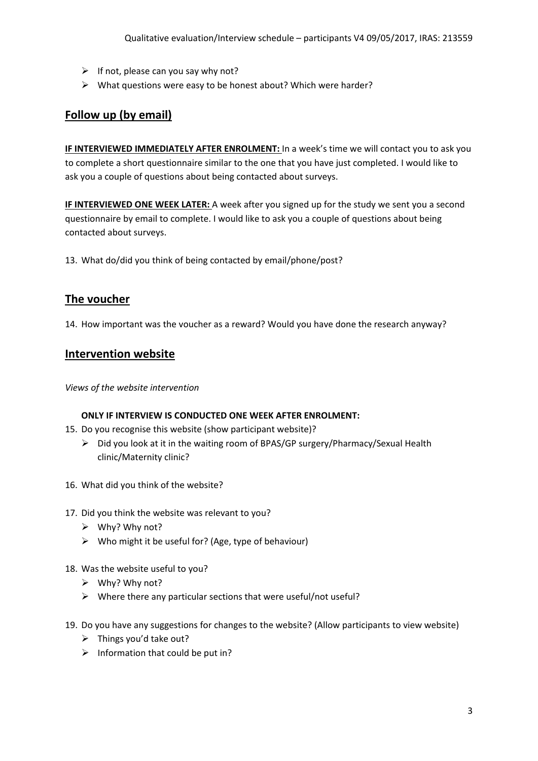- If not, please can you say why not?
- What questions were easy to be honest about? Which were harder?

## Follow up (by email)

**IF INTERVIEWED IMMEDIATELY AFTER ENROLMENT:** In a week's time we will contact you to ask you to complete a short questionnaire similar to the one that you have just completed. I would like to ask you a couple of questions about being contacted about surveys.

**IF INTERVIEWED ONE WEEK LATER:** A week after you signed up for the study we sent you a second questionnaire by email to complete. I would like to ask you a couple of questions about being contacted about surveys.

13. What do/did you think of being contacted by email/phone/post?

## The voucher

14. How important was the voucher as a reward? Would you have done the research anyway?

## Intervention website

*Views of the website intervention*

**ONLY IF INTERVIEW IS CONDUCTED ONE WEEK AFTER ENROLMENT:**

15. Do you recognise this website (show participant website)?
    - Did you look at it in the waiting room of BPAS/GP surgery/Pharmacy/Sexual Health clinic/Maternity clinic?

16. What did you think of the website?

17. Did you think the website was relevant to you?
    - Why? Why not?
    - Who might it be useful for? (Age, type of behaviour)

18. Was the website useful to you?
    - Why? Why not?
    - Where there any particular sections that were useful/not useful?

19. Do you have any suggestions for changes to the website? (Allow participants to view website)
    - Things you'd take out?
    - Information that could be put in?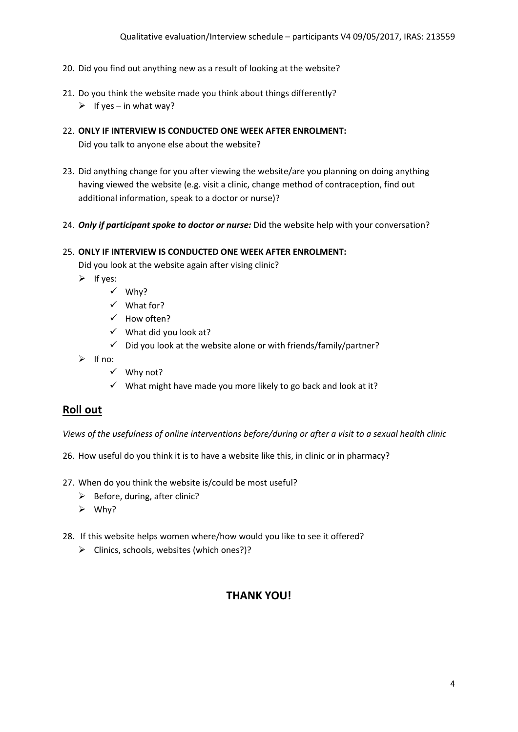20. Did you find out anything new as a result of looking at the website?

21. Do you think the website made you think about things differently?
    - If yes – in what way?

22. **ONLY IF INTERVIEW IS CONDUCTED ONE WEEK AFTER ENROLMENT:**
    Did you talk to anyone else about the website?

23. Did anything change for you after viewing the website/are you planning on doing anything having viewed the website (e.g. visit a clinic, change method of contraception, find out additional information, speak to a doctor or nurse)?

24. ***Only if participant spoke to doctor or nurse:*** Did the website help with your conversation?

25. **ONLY IF INTERVIEW IS CONDUCTED ONE WEEK AFTER ENROLMENT:**
    Did you look at the website again after vising clinic?
    - If yes:
        - ✓ Why?
        - ✓ What for?
        - ✓ How often?
        - ✓ What did you look at?
        - ✓ Did you look at the website alone or with friends/family/partner?
    - If no:
        - ✓ Why not?
        - ✓ What might have made you more likely to go back and look at it?

## Roll out

*Views of the usefulness of online interventions before/during or after a visit to a sexual health clinic*

26. How useful do you think it is to have a website like this, in clinic or in pharmacy?

27. When do you think the website is/could be most useful?
    - Before, during, after clinic?
    - Why?

28. If this website helps women where/how would you like to see it offered?
    - Clinics, schools, websites (which ones?)?

**THANK YOU!**